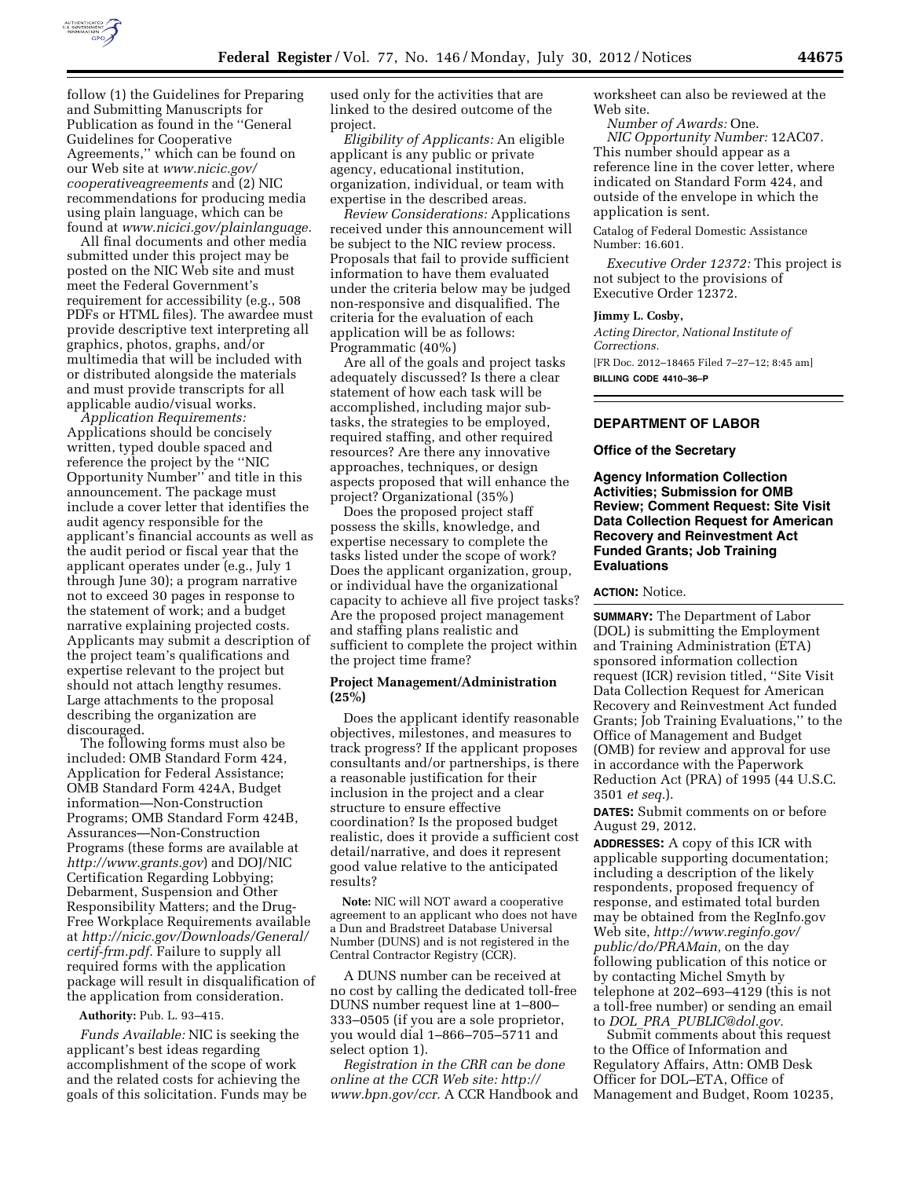follow (1) the Guidelines for Preparing and Submitting Manuscripts for Publication as found in the ''General Guidelines for Cooperative Agreements,'' which can be found on our Web site at *www.nicic.gov/cooperativeagreements* and (2) NIC recommendations for producing media using plain language, which can be found at *www.nicici.gov/plainlanguage.*

All final documents and other media submitted under this project may be posted on the NIC Web site and must meet the Federal Government's requirement for accessibility (e.g., 508 PDFs or HTML files). The awardee must provide descriptive text interpreting all graphics, photos, graphs, and/or multimedia that will be included with or distributed alongside the materials and must provide transcripts for all applicable audio/visual works.

*Application Requirements:* Applications should be concisely written, typed double spaced and reference the project by the ''NIC Opportunity Number'' and title in this announcement. The package must include a cover letter that identifies the audit agency responsible for the applicant's financial accounts as well as the audit period or fiscal year that the applicant operates under (e.g., July 1 through June 30); a program narrative not to exceed 30 pages in response to the statement of work; and a budget narrative explaining projected costs. Applicants may submit a description of the project team's qualifications and expertise relevant to the project but should not attach lengthy resumes. Large attachments to the proposal describing the organization are discouraged.

The following forms must also be included: OMB Standard Form 424, Application for Federal Assistance; OMB Standard Form 424A, Budget information—Non-Construction Programs; OMB Standard Form 424B, Assurances—Non-Construction Programs (these forms are available at *http://www.grants.gov*) and DOJ/NIC Certification Regarding Lobbying; Debarment, Suspension and Other Responsibility Matters; and the Drug-Free Workplace Requirements available at *http://nicic.gov/Downloads/General/certif-frm.pdf.* Failure to supply all required forms with the application package will result in disqualification of the application from consideration.

**Authority:** Pub. L. 93–415.

*Funds Available:* NIC is seeking the applicant's best ideas regarding accomplishment of the scope of work and the related costs for achieving the goals of this solicitation. Funds may be used only for the activities that are linked to the desired outcome of the project.

*Eligibility of Applicants:* An eligible applicant is any public or private agency, educational institution, organization, individual, or team with expertise in the described areas.

*Review Considerations:* Applications received under this announcement will be subject to the NIC review process. Proposals that fail to provide sufficient information to have them evaluated under the criteria below may be judged non-responsive and disqualified. The criteria for the evaluation of each application will be as follows: Programmatic (40%)

Are all of the goals and project tasks adequately discussed? Is there a clear statement of how each task will be accomplished, including major sub-tasks, the strategies to be employed, required staffing, and other required resources? Are there any innovative approaches, techniques, or design aspects proposed that will enhance the project? Organizational (35%)

Does the proposed project staff possess the skills, knowledge, and expertise necessary to complete the tasks listed under the scope of work? Does the applicant organization, group, or individual have the organizational capacity to achieve all five project tasks? Are the proposed project management and staffing plans realistic and sufficient to complete the project within the project time frame?

**Project Management/Administration (25%)**

Does the applicant identify reasonable objectives, milestones, and measures to track progress? If the applicant proposes consultants and/or partnerships, is there a reasonable justification for their inclusion in the project and a clear structure to ensure effective coordination? Is the proposed budget realistic, does it provide a sufficient cost detail/narrative, and does it represent good value relative to the anticipated results?

**Note:** NIC will NOT award a cooperative agreement to an applicant who does not have a Dun and Bradstreet Database Universal Number (DUNS) and is not registered in the Central Contractor Registry (CCR).

A DUNS number can be received at no cost by calling the dedicated toll-free DUNS number request line at 1–800–333–0505 (if you are a sole proprietor, you would dial 1–866–705–5711 and select option 1).

*Registration in the CRR can be done online at the CCR Web site: http://www.bpn.gov/ccr.* A CCR Handbook and worksheet can also be reviewed at the Web site.

*Number of Awards:* One.

*NIC Opportunity Number:* 12AC07. This number should appear as a reference line in the cover letter, where indicated on Standard Form 424, and outside of the envelope in which the application is sent.

Catalog of Federal Domestic Assistance Number: 16.601.

*Executive Order 12372:* This project is not subject to the provisions of Executive Order 12372.

**Jimmy L. Cosby,**

*Acting Director, National Institute of Corrections.*

[FR Doc. 2012–18465 Filed 7–27–12; 8:45 am]

**BILLING CODE 4410–36–P**

---

## DEPARTMENT OF LABOR

### Office of the Secretary

### Agency Information Collection Activities; Submission for OMB Review; Comment Request: Site Visit Data Collection Request for American Recovery and Reinvestment Act Funded Grants; Job Training Evaluations

**ACTION:** Notice.

**SUMMARY:** The Department of Labor (DOL) is submitting the Employment and Training Administration (ETA) sponsored information collection request (ICR) revision titled, ''Site Visit Data Collection Request for American Recovery and Reinvestment Act funded Grants; Job Training Evaluations,'' to the Office of Management and Budget (OMB) for review and approval for use in accordance with the Paperwork Reduction Act (PRA) of 1995 (44 U.S.C. 3501 *et seq.*).

**DATES:** Submit comments on or before August 29, 2012.

**ADDRESSES:** A copy of this ICR with applicable supporting documentation; including a description of the likely respondents, proposed frequency of response, and estimated total burden may be obtained from the RegInfo.gov Web site, *http://www.reginfo.gov/public/do/PRAMain,* on the day following publication of this notice or by contacting Michel Smyth by telephone at 202–693–4129 (this is not a toll-free number) or sending an email to *DOL_PRA_PUBLIC@dol.gov.*

Submit comments about this request to the Office of Information and Regulatory Affairs, Attn: OMB Desk Officer for DOL–ETA, Office of Management and Budget, Room 10235,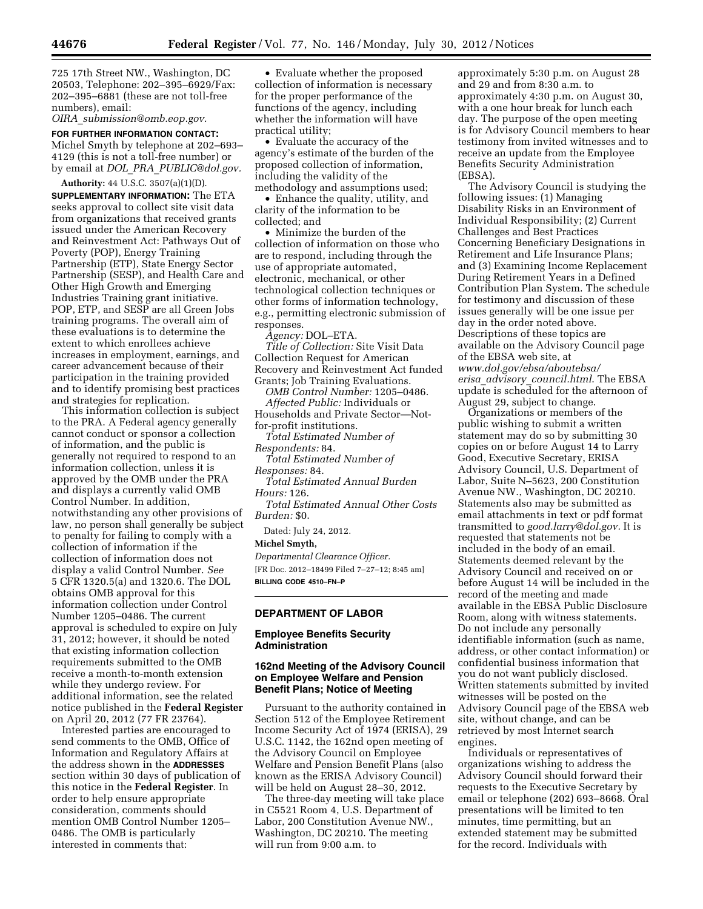725 17th Street NW., Washington, DC 20503, Telephone: 202–395–6929/Fax: 202–395–6881 (these are not toll-free numbers), email: *OIRA_submission@omb.eop.gov.*

**FOR FURTHER INFORMATION CONTACT:** Michel Smyth by telephone at 202–693–4129 (this is not a toll-free number) or by email at *DOL_PRA_PUBLIC@dol.gov.*

**Authority:** 44 U.S.C. 3507(a)(1)(D).

**SUPPLEMENTARY INFORMATION:** The ETA seeks approval to collect site visit data from organizations that received grants issued under the American Recovery and Reinvestment Act: Pathways Out of Poverty (POP), Energy Training Partnership (ETP), State Energy Sector Partnership (SESP), and Health Care and Other High Growth and Emerging Industries Training grant initiative. POP, ETP, and SESP are all Green Jobs training programs. The overall aim of these evaluations is to determine the extent to which enrollees achieve increases in employment, earnings, and career advancement because of their participation in the training provided and to identify promising best practices and strategies for replication.

This information collection is subject to the PRA. A Federal agency generally cannot conduct or sponsor a collection of information, and the public is generally not required to respond to an information collection, unless it is approved by the OMB under the PRA and displays a currently valid OMB Control Number. In addition, notwithstanding any other provisions of law, no person shall generally be subject to penalty for failing to comply with a collection of information if the collection of information does not display a valid Control Number. *See* 5 CFR 1320.5(a) and 1320.6. The DOL obtains OMB approval for this information collection under Control Number 1205–0486. The current approval is scheduled to expire on July 31, 2012; however, it should be noted that existing information collection requirements submitted to the OMB receive a month-to-month extension while they undergo review. For additional information, see the related notice published in the **Federal Register** on April 20, 2012 (77 FR 23764).

Interested parties are encouraged to send comments to the OMB, Office of Information and Regulatory Affairs at the address shown in the **ADDRESSES** section within 30 days of publication of this notice in the **Federal Register**. In order to help ensure appropriate consideration, comments should mention OMB Control Number 1205–0486. The OMB is particularly interested in comments that:

- Evaluate whether the proposed collection of information is necessary for the proper performance of the functions of the agency, including whether the information will have practical utility;
- Evaluate the accuracy of the agency's estimate of the burden of the proposed collection of information, including the validity of the methodology and assumptions used;
- Enhance the quality, utility, and clarity of the information to be collected; and
- Minimize the burden of the collection of information on those who are to respond, including through the use of appropriate automated, electronic, mechanical, or other technological collection techniques or other forms of information technology, e.g., permitting electronic submission of responses.

*Agency:* DOL–ETA.

*Title of Collection:* Site Visit Data Collection Request for American Recovery and Reinvestment Act funded Grants; Job Training Evaluations.

*OMB Control Number:* 1205–0486.

*Affected Public:* Individuals or Households and Private Sector—Not-for-profit institutions.

*Total Estimated Number of Respondents:* 84.

*Total Estimated Number of Responses:* 84.

*Total Estimated Annual Burden Hours:* 126.

*Total Estimated Annual Other Costs Burden:* $0.

Dated: July 24, 2012.

**Michel Smyth,**

*Departmental Clearance Officer.*

[FR Doc. 2012–18499 Filed 7–27–12; 8:45 am]

**BILLING CODE 4510–FN–P**

## DEPARTMENT OF LABOR

### Employee Benefits Security Administration

### 162nd Meeting of the Advisory Council on Employee Welfare and Pension Benefit Plans; Notice of Meeting

Pursuant to the authority contained in Section 512 of the Employee Retirement Income Security Act of 1974 (ERISA), 29 U.S.C. 1142, the 162nd open meeting of the Advisory Council on Employee Welfare and Pension Benefit Plans (also known as the ERISA Advisory Council) will be held on August 28–30, 2012.

The three-day meeting will take place in C5521 Room 4, U.S. Department of Labor, 200 Constitution Avenue NW., Washington, DC 20210. The meeting will run from 9:00 a.m. to approximately 5:30 p.m. on August 28 and 29 and from 8:30 a.m. to approximately 4:30 p.m. on August 30, with a one hour break for lunch each day. The purpose of the open meeting is for Advisory Council members to hear testimony from invited witnesses and to receive an update from the Employee Benefits Security Administration (EBSA).

The Advisory Council is studying the following issues: (1) Managing Disability Risks in an Environment of Individual Responsibility; (2) Current Challenges and Best Practices Concerning Beneficiary Designations in Retirement and Life Insurance Plans; and (3) Examining Income Replacement During Retirement Years in a Defined Contribution Plan System. The schedule for testimony and discussion of these issues generally will be one issue per day in the order noted above. Descriptions of these topics are available on the Advisory Council page of the EBSA web site, at *www.dol.gov/ebsa/aboutebsa/erisa_advisory_council.html.* The EBSA update is scheduled for the afternoon of August 29, subject to change.

Organizations or members of the public wishing to submit a written statement may do so by submitting 30 copies on or before August 14 to Larry Good, Executive Secretary, ERISA Advisory Council, U.S. Department of Labor, Suite N–5623, 200 Constitution Avenue NW., Washington, DC 20210. Statements also may be submitted as email attachments in text or pdf format transmitted to *good.larry@dol.gov.* It is requested that statements not be included in the body of an email. Statements deemed relevant by the Advisory Council and received on or before August 14 will be included in the record of the meeting and made available in the EBSA Public Disclosure Room, along with witness statements. Do not include any personally identifiable information (such as name, address, or other contact information) or confidential business information that you do not want publicly disclosed. Written statements submitted by invited witnesses will be posted on the Advisory Council page of the EBSA web site, without change, and can be retrieved by most Internet search engines.

Individuals or representatives of organizations wishing to address the Advisory Council should forward their requests to the Executive Secretary by email or telephone (202) 693–8668. Oral presentations will be limited to ten minutes, time permitting, but an extended statement may be submitted for the record. Individuals with